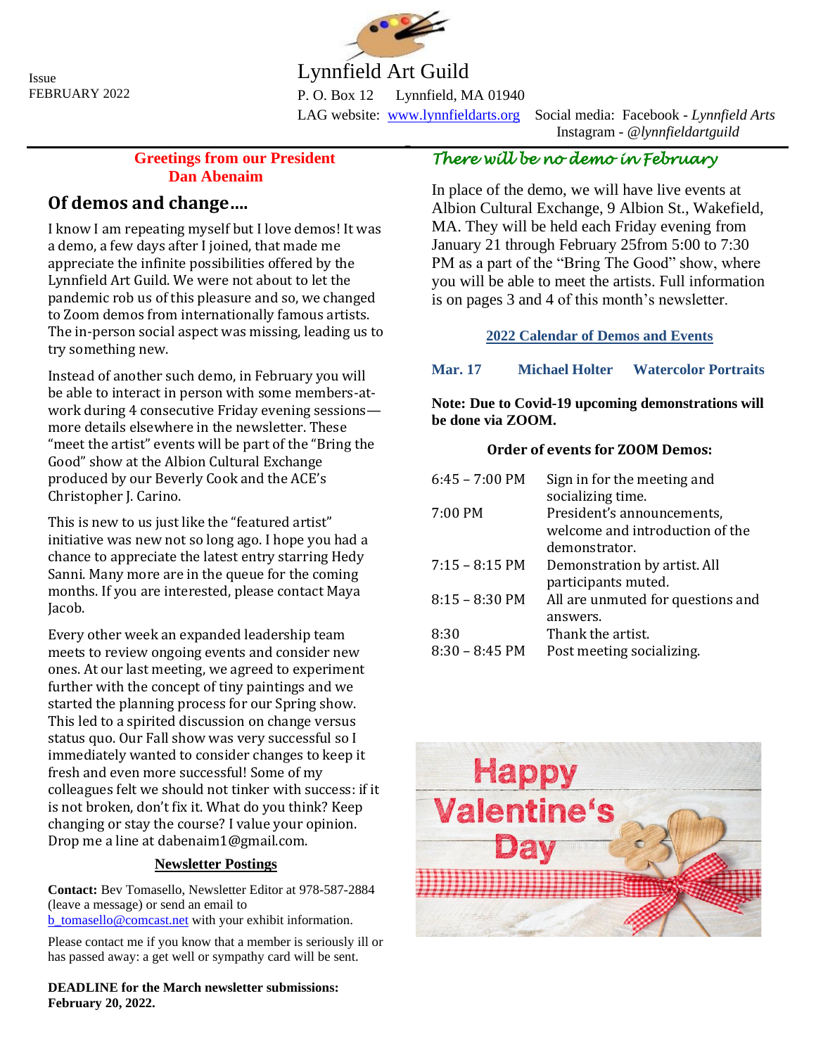Issue
FEBRUARY 2022

# Lynnfield Art Guild

P. O. Box 12  Lynnfield, MA 01940
LAG website: www.lynnfieldarts.org  Social media: Facebook - *Lynnfield Arts*
Instagram - *@lynnfieldartguild*

**Greetings from our President**
**Dan Abenaim**

## Of demos and change….

I know I am repeating myself but I love demos! It was a demo, a few days after I joined, that made me appreciate the infinite possibilities offered by the Lynnfield Art Guild. We were not about to let the pandemic rob us of this pleasure and so, we changed to Zoom demos from internationally famous artists. The in-person social aspect was missing, leading us to try something new.

Instead of another such demo, in February you will be able to interact in person with some members-at-work during 4 consecutive Friday evening sessions—more details elsewhere in the newsletter. These "meet the artist" events will be part of the "Bring the Good" show at the Albion Cultural Exchange produced by our Beverly Cook and the ACE's Christopher J. Carino.

This is new to us just like the "featured artist" initiative was new not so long ago. I hope you had a chance to appreciate the latest entry starring Hedy Sanni. Many more are in the queue for the coming months. If you are interested, please contact Maya Jacob.

Every other week an expanded leadership team meets to review ongoing events and consider new ones. At our last meeting, we agreed to experiment further with the concept of tiny paintings and we started the planning process for our Spring show. This led to a spirited discussion on change versus status quo. Our Fall show was very successful so I immediately wanted to consider changes to keep it fresh and even more successful! Some of my colleagues felt we should not tinker with success: if it is not broken, don't fix it. What do you think? Keep changing or stay the course? I value your opinion. Drop me a line at dabenaim1@gmail.com.

### Newsletter Postings

**Contact:** Bev Tomasello, Newsletter Editor at 978-587-2884 (leave a message) or send an email to b_tomasello@comcast.net with your exhibit information.

Please contact me if you know that a member is seriously ill or has passed away: a get well or sympathy card will be sent.

**DEADLINE for the March newsletter submissions: February 20, 2022.**

## *There will be no demo in February*

In place of the demo, we will have live events at Albion Cultural Exchange, 9 Albion St., Wakefield, MA. They will be held each Friday evening from January 21 through February 25from 5:00 to 7:30 PM as a part of the "Bring The Good" show, where you will be able to meet the artists. Full information is on pages 3 and 4 of this month's newsletter.

### 2022 Calendar of Demos and Events

**Mar. 17  Michael Holter  Watercolor Portraits**

**Note: Due to Covid-19 upcoming demonstrations will be done via ZOOM.**

**Order of events for ZOOM Demos:**

| | |
|---|---|
| 6:45 – 7:00 PM | Sign in for the meeting and socializing time. |
| 7:00 PM | President's announcements, welcome and introduction of the demonstrator. |
| 7:15 – 8:15 PM | Demonstration by artist. All participants muted. |
| 8:15 – 8:30 PM | All are unmuted for questions and answers. |
| 8:30 | Thank the artist. |
| 8:30 – 8:45 PM | Post meeting socializing. |

Happy Valentine's Day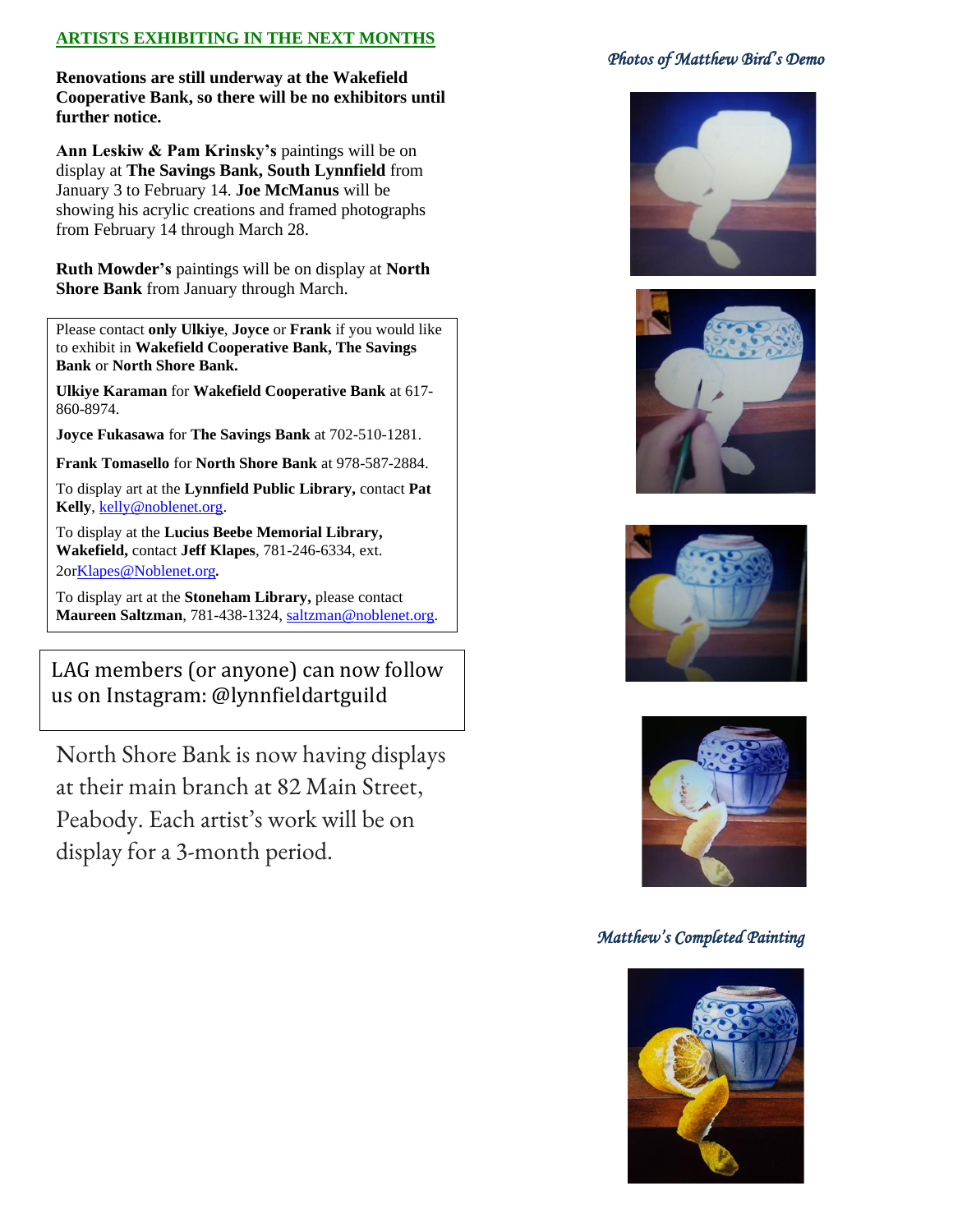## ARTISTS EXHIBITING IN THE NEXT MONTHS

**Renovations are still underway at the Wakefield Cooperative Bank, so there will be no exhibitors until further notice.**

**Ann Leskiw & Pam Krinsky's** paintings will be on display at **The Savings Bank, South Lynnfield** from January 3 to February 14. **Joe McManus** will be showing his acrylic creations and framed photographs from February 14 through March 28.

**Ruth Mowder's** paintings will be on display at **North Shore Bank** from January through March.

Please contact **only Ulkiye**, **Joyce** or **Frank** if you would like to exhibit in **Wakefield Cooperative Bank, The Savings Bank** or **North Shore Bank.**

**Ulkiye Karaman** for **Wakefield Cooperative Bank** at 617-860-8974.

**Joyce Fukasawa** for **The Savings Bank** at 702-510-1281.

**Frank Tomasello** for **North Shore Bank** at 978-587-2884.

To display art at the **Lynnfield Public Library,** contact **Pat Kelly**, kelly@noblenet.org.

To display at the **Lucius Beebe Memorial Library, Wakefield,** contact **Jeff Klapes**, 781-246-6334, ext. 2orKlapes@Noblenet.org.

To display art at the **Stoneham Library,** please contact **Maureen Saltzman**, 781-438-1324, saltzman@noblenet.org.

LAG members (or anyone) can now follow us on Instagram: @lynnfieldartguild

North Shore Bank is now having displays at their main branch at 82 Main Street, Peabody. Each artist's work will be on display for a 3-month period.

*Photos of Matthew Bird's Demo*

*Matthew's Completed Painting*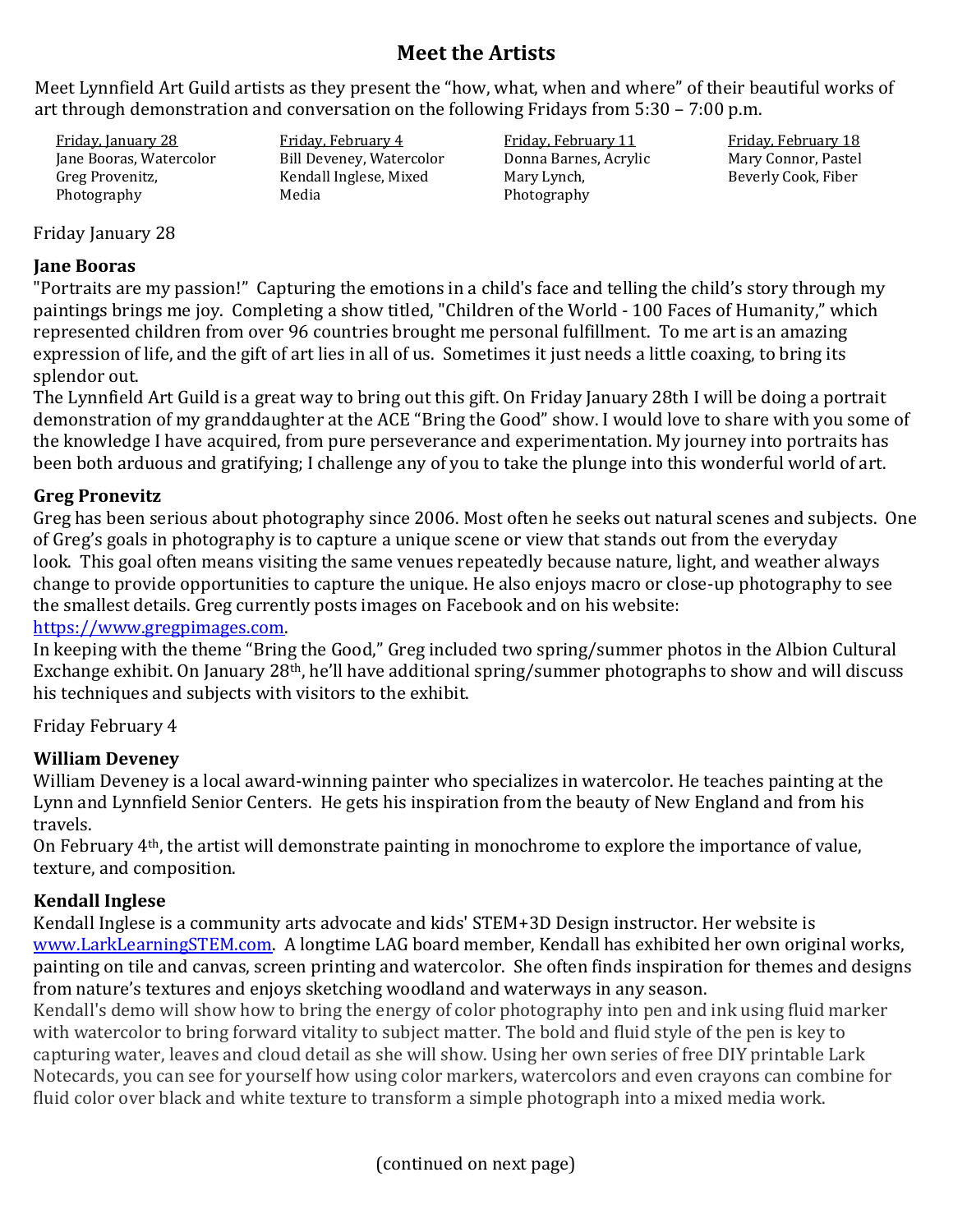# Meet the Artists

Meet Lynnfield Art Guild artists as they present the "how, what, when and where" of their beautiful works of art through demonstration and conversation on the following Fridays from 5:30 – 7:00 p.m.

| Friday, January 28 | Friday, February 4 | Friday, February 11 | Friday, February 18 |
|---|---|---|---|
| Jane Booras, Watercolor | Bill Deveney, Watercolor | Donna Barnes, Acrylic | Mary Connor, Pastel |
| Greg Provenitz, Photography | Kendall Inglese, Mixed Media | Mary Lynch, Photography | Beverly Cook, Fiber |

Friday January 28

### Jane Booras

"Portraits are my passion!" Capturing the emotions in a child's face and telling the child's story through my paintings brings me joy. Completing a show titled, "Children of the World - 100 Faces of Humanity," which represented children from over 96 countries brought me personal fulfillment. To me art is an amazing expression of life, and the gift of art lies in all of us. Sometimes it just needs a little coaxing, to bring its splendor out.

The Lynnfield Art Guild is a great way to bring out this gift. On Friday January 28th I will be doing a portrait demonstration of my granddaughter at the ACE "Bring the Good" show. I would love to share with you some of the knowledge I have acquired, from pure perseverance and experimentation. My journey into portraits has been both arduous and gratifying; I challenge any of you to take the plunge into this wonderful world of art.

### Greg Pronevitz

Greg has been serious about photography since 2006. Most often he seeks out natural scenes and subjects. One of Greg's goals in photography is to capture a unique scene or view that stands out from the everyday look. This goal often means visiting the same venues repeatedly because nature, light, and weather always change to provide opportunities to capture the unique. He also enjoys macro or close-up photography to see the smallest details. Greg currently posts images on Facebook and on his website: https://www.gregpimages.com.

In keeping with the theme "Bring the Good," Greg included two spring/summer photos in the Albion Cultural Exchange exhibit. On January 28th, he'll have additional spring/summer photographs to show and will discuss his techniques and subjects with visitors to the exhibit.

Friday February 4

### William Deveney

William Deveney is a local award-winning painter who specializes in watercolor. He teaches painting at the Lynn and Lynnfield Senior Centers. He gets his inspiration from the beauty of New England and from his travels.

On February 4th, the artist will demonstrate painting in monochrome to explore the importance of value, texture, and composition.

### Kendall Inglese

Kendall Inglese is a community arts advocate and kids' STEM+3D Design instructor. Her website is www.LarkLearningSTEM.com. A longtime LAG board member, Kendall has exhibited her own original works, painting on tile and canvas, screen printing and watercolor. She often finds inspiration for themes and designs from nature's textures and enjoys sketching woodland and waterways in any season.

Kendall's demo will show how to bring the energy of color photography into pen and ink using fluid marker with watercolor to bring forward vitality to subject matter. The bold and fluid style of the pen is key to capturing water, leaves and cloud detail as she will show. Using her own series of free DIY printable Lark Notecards, you can see for yourself how using color markers, watercolors and even crayons can combine for fluid color over black and white texture to transform a simple photograph into a mixed media work.

(continued on next page)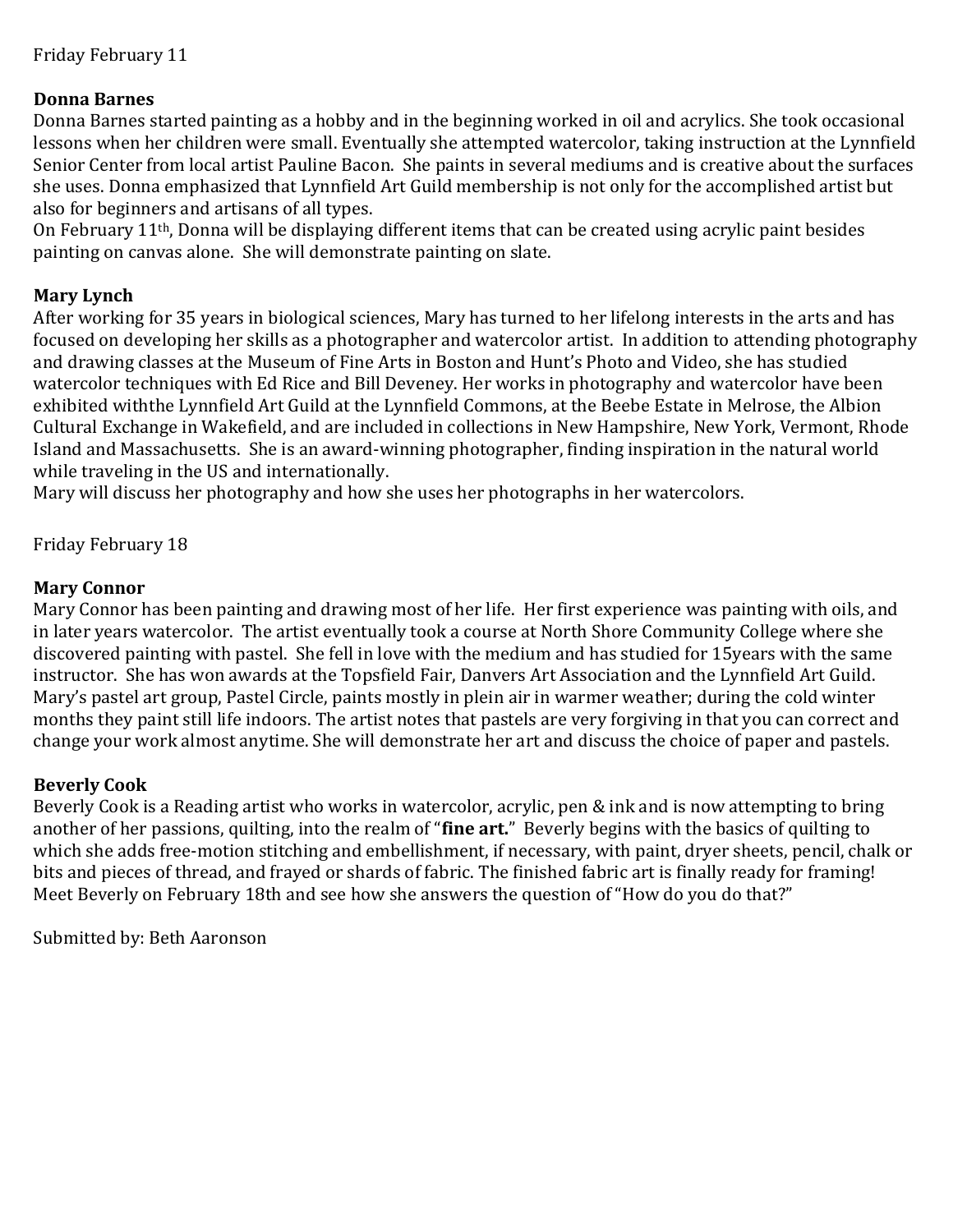Friday February 11

**Donna Barnes**

Donna Barnes started painting as a hobby and in the beginning worked in oil and acrylics. She took occasional lessons when her children were small. Eventually she attempted watercolor, taking instruction at the Lynnfield Senior Center from local artist Pauline Bacon. She paints in several mediums and is creative about the surfaces she uses. Donna emphasized that Lynnfield Art Guild membership is not only for the accomplished artist but also for beginners and artisans of all types.

On February 11th, Donna will be displaying different items that can be created using acrylic paint besides painting on canvas alone. She will demonstrate painting on slate.

**Mary Lynch**

After working for 35 years in biological sciences, Mary has turned to her lifelong interests in the arts and has focused on developing her skills as a photographer and watercolor artist. In addition to attending photography and drawing classes at the Museum of Fine Arts in Boston and Hunt's Photo and Video, she has studied watercolor techniques with Ed Rice and Bill Deveney. Her works in photography and watercolor have been exhibited withthe Lynnfield Art Guild at the Lynnfield Commons, at the Beebe Estate in Melrose, the Albion Cultural Exchange in Wakefield, and are included in collections in New Hampshire, New York, Vermont, Rhode Island and Massachusetts. She is an award-winning photographer, finding inspiration in the natural world while traveling in the US and internationally.

Mary will discuss her photography and how she uses her photographs in her watercolors.

Friday February 18

**Mary Connor**

Mary Connor has been painting and drawing most of her life. Her first experience was painting with oils, and in later years watercolor. The artist eventually took a course at North Shore Community College where she discovered painting with pastel. She fell in love with the medium and has studied for 15years with the same instructor. She has won awards at the Topsfield Fair, Danvers Art Association and the Lynnfield Art Guild. Mary's pastel art group, Pastel Circle, paints mostly in plein air in warmer weather; during the cold winter months they paint still life indoors. The artist notes that pastels are very forgiving in that you can correct and change your work almost anytime. She will demonstrate her art and discuss the choice of paper and pastels.

**Beverly Cook**

Beverly Cook is a Reading artist who works in watercolor, acrylic, pen & ink and is now attempting to bring another of her passions, quilting, into the realm of "**fine art.**" Beverly begins with the basics of quilting to which she adds free-motion stitching and embellishment, if necessary, with paint, dryer sheets, pencil, chalk or bits and pieces of thread, and frayed or shards of fabric. The finished fabric art is finally ready for framing! Meet Beverly on February 18th and see how she answers the question of "How do you do that?"

Submitted by: Beth Aaronson